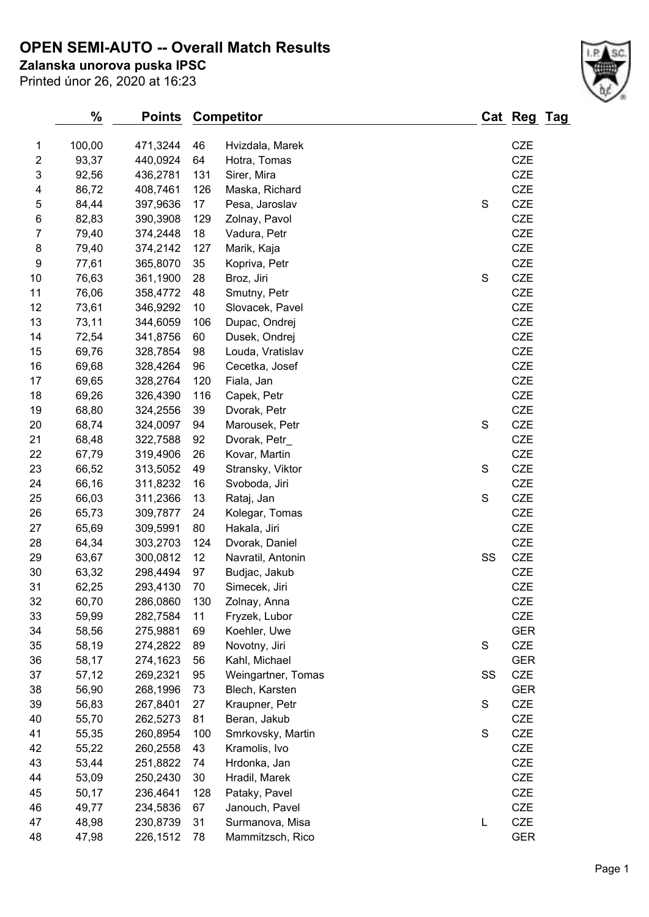# OPEN SEMI-AUTO -- Overall Match Results

**Zalanska unorova puska IPSC**

Printed únor 26, 2020 at 16:23

| | % | Points | Competitor | | Cat | Reg | Tag |
|---|---|---|---|---|---|---|---|
| 1 | 100,00 | 471,3244 | 46 | Hvizdala, Marek | | CZE | |
| 2 | 93,37 | 440,0924 | 64 | Hotra, Tomas | | CZE | |
| 3 | 92,56 | 436,2781 | 131 | Sirer, Mira | | CZE | |
| 4 | 86,72 | 408,7461 | 126 | Maska, Richard | | CZE | |
| 5 | 84,44 | 397,9636 | 17 | Pesa, Jaroslav | S | CZE | |
| 6 | 82,83 | 390,3908 | 129 | Zolnay, Pavol | | CZE | |
| 7 | 79,40 | 374,2448 | 18 | Vadura, Petr | | CZE | |
| 8 | 79,40 | 374,2142 | 127 | Marik, Kaja | | CZE | |
| 9 | 77,61 | 365,8070 | 35 | Kopriva, Petr | | CZE | |
| 10 | 76,63 | 361,1900 | 28 | Broz, Jiri | S | CZE | |
| 11 | 76,06 | 358,4772 | 48 | Smutny, Petr | | CZE | |
| 12 | 73,61 | 346,9292 | 10 | Slovacek, Pavel | | CZE | |
| 13 | 73,11 | 344,6059 | 106 | Dupac, Ondrej | | CZE | |
| 14 | 72,54 | 341,8756 | 60 | Dusek, Ondrej | | CZE | |
| 15 | 69,76 | 328,7854 | 98 | Louda, Vratislav | | CZE | |
| 16 | 69,68 | 328,4264 | 96 | Cecetka, Josef | | CZE | |
| 17 | 69,65 | 328,2764 | 120 | Fiala, Jan | | CZE | |
| 18 | 69,26 | 326,4390 | 116 | Capek, Petr | | CZE | |
| 19 | 68,80 | 324,2556 | 39 | Dvorak, Petr | | CZE | |
| 20 | 68,74 | 324,0097 | 94 | Marousek, Petr | S | CZE | |
| 21 | 68,48 | 322,7588 | 92 | Dvorak, Petr_ | | CZE | |
| 22 | 67,79 | 319,4906 | 26 | Kovar, Martin | | CZE | |
| 23 | 66,52 | 313,5052 | 49 | Stransky, Viktor | S | CZE | |
| 24 | 66,16 | 311,8232 | 16 | Svoboda, Jiri | | CZE | |
| 25 | 66,03 | 311,2366 | 13 | Rataj, Jan | S | CZE | |
| 26 | 65,73 | 309,7877 | 24 | Kolegar, Tomas | | CZE | |
| 27 | 65,69 | 309,5991 | 80 | Hakala, Jiri | | CZE | |
| 28 | 64,34 | 303,2703 | 124 | Dvorak, Daniel | | CZE | |
| 29 | 63,67 | 300,0812 | 12 | Navratil, Antonin | SS | CZE | |
| 30 | 63,32 | 298,4494 | 97 | Budjac, Jakub | | CZE | |
| 31 | 62,25 | 293,4130 | 70 | Simecek, Jiri | | CZE | |
| 32 | 60,70 | 286,0860 | 130 | Zolnay, Anna | | CZE | |
| 33 | 59,99 | 282,7584 | 11 | Fryzek, Lubor | | CZE | |
| 34 | 58,56 | 275,9881 | 69 | Koehler, Uwe | | GER | |
| 35 | 58,19 | 274,2822 | 89 | Novotny, Jiri | S | CZE | |
| 36 | 58,17 | 274,1623 | 56 | Kahl, Michael | | GER | |
| 37 | 57,12 | 269,2321 | 95 | Weingartner, Tomas | SS | CZE | |
| 38 | 56,90 | 268,1996 | 73 | Blech, Karsten | | GER | |
| 39 | 56,83 | 267,8401 | 27 | Kraupner, Petr | S | CZE | |
| 40 | 55,70 | 262,5273 | 81 | Beran, Jakub | | CZE | |
| 41 | 55,35 | 260,8954 | 100 | Smrkovsky, Martin | S | CZE | |
| 42 | 55,22 | 260,2558 | 43 | Kramolis, Ivo | | CZE | |
| 43 | 53,44 | 251,8822 | 74 | Hrdonka, Jan | | CZE | |
| 44 | 53,09 | 250,2430 | 30 | Hradil, Marek | | CZE | |
| 45 | 50,17 | 236,4641 | 128 | Pataky, Pavel | | CZE | |
| 46 | 49,77 | 234,5836 | 67 | Janouch, Pavel | | CZE | |
| 47 | 48,98 | 230,8739 | 31 | Surmanova, Misa | L | CZE | |
| 48 | 47,98 | 226,1512 | 78 | Mammitzsch, Rico | | GER | |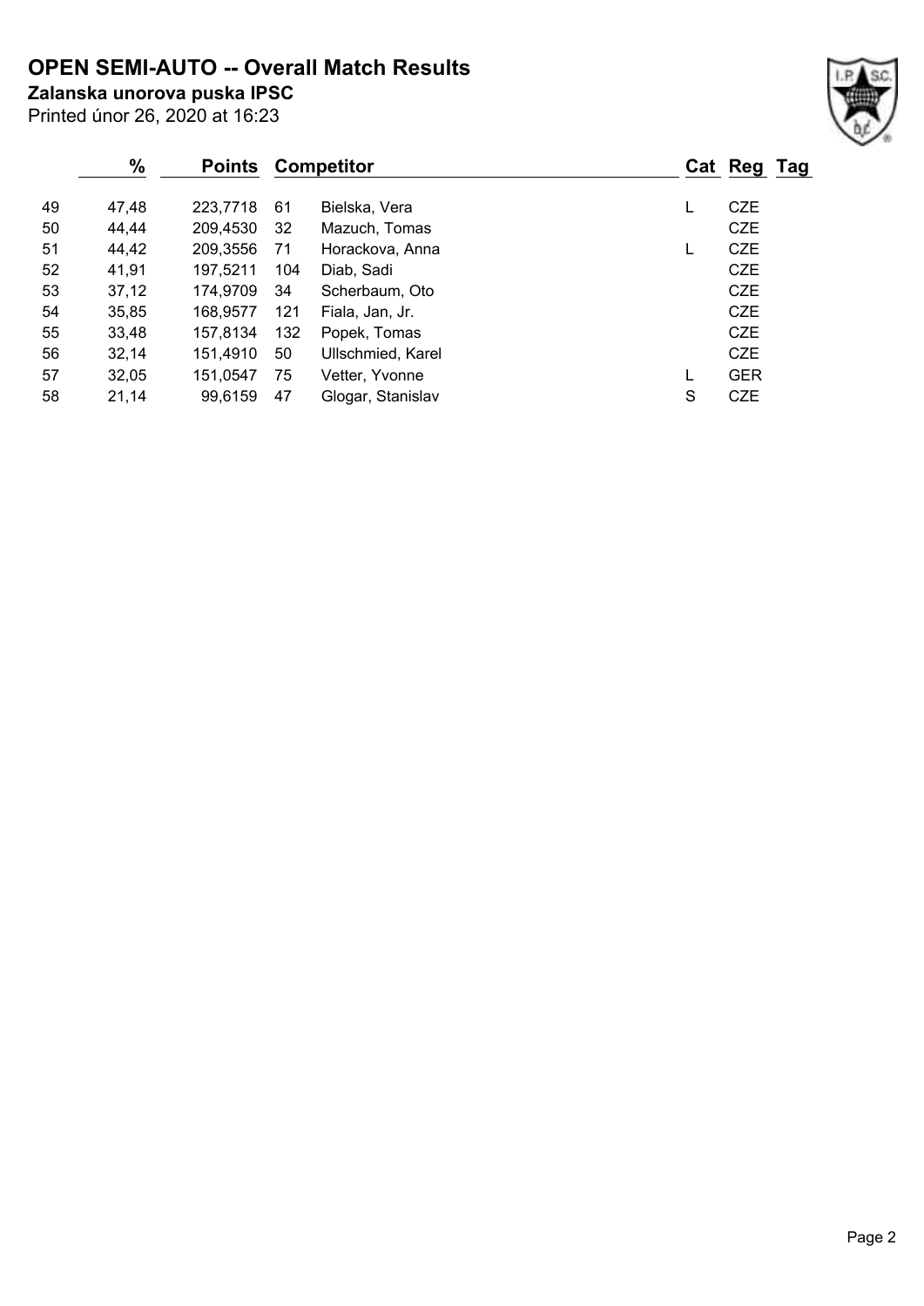# OPEN SEMI-AUTO -- Overall Match Results

**Zalanska unorova puska IPSC**

Printed únor 26, 2020 at 16:23

| | % | Points | Competitor | | Cat | Reg | Tag |
|---|---|---|---|---|---|---|---|
| 49 | 47,48 | 223,7718 | 61 | Bielska, Vera | L | CZE | |
| 50 | 44,44 | 209,4530 | 32 | Mazuch, Tomas | | CZE | |
| 51 | 44,42 | 209,3556 | 71 | Horackova, Anna | L | CZE | |
| 52 | 41,91 | 197,5211 | 104 | Diab, Sadi | | CZE | |
| 53 | 37,12 | 174,9709 | 34 | Scherbaum, Oto | | CZE | |
| 54 | 35,85 | 168,9577 | 121 | Fiala, Jan, Jr. | | CZE | |
| 55 | 33,48 | 157,8134 | 132 | Popek, Tomas | | CZE | |
| 56 | 32,14 | 151,4910 | 50 | Ullschmied, Karel | | CZE | |
| 57 | 32,05 | 151,0547 | 75 | Vetter, Yvonne | L | GER | |
| 58 | 21,14 | 99,6159 | 47 | Glogar, Stanislav | S | CZE | |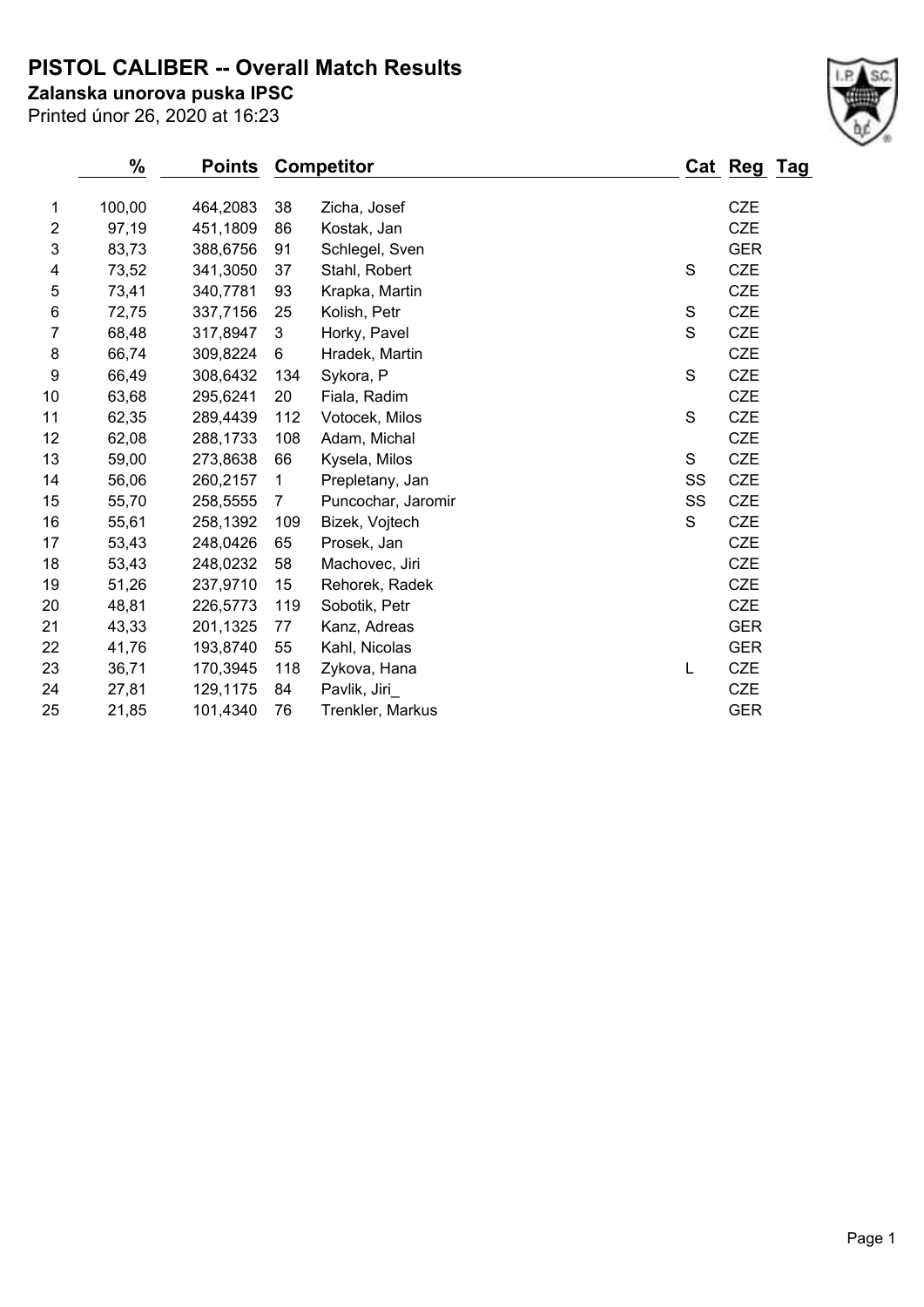# PISTOL CALIBER -- Overall Match Results

**Zalanska unorova puska IPSC**

Printed únor 26, 2020 at 16:23

| | % | Points | Competitor | | Cat | Reg | Tag |
|---|---|---|---|---|---|---|---|
| 1 | 100,00 | 464,2083 | 38 | Zicha, Josef | | CZE | |
| 2 | 97,19 | 451,1809 | 86 | Kostak, Jan | | CZE | |
| 3 | 83,73 | 388,6756 | 91 | Schlegel, Sven | | GER | |
| 4 | 73,52 | 341,3050 | 37 | Stahl, Robert | S | CZE | |
| 5 | 73,41 | 340,7781 | 93 | Krapka, Martin | | CZE | |
| 6 | 72,75 | 337,7156 | 25 | Kolish, Petr | S | CZE | |
| 7 | 68,48 | 317,8947 | 3 | Horky, Pavel | S | CZE | |
| 8 | 66,74 | 309,8224 | 6 | Hradek, Martin | | CZE | |
| 9 | 66,49 | 308,6432 | 134 | Sykora, P | S | CZE | |
| 10 | 63,68 | 295,6241 | 20 | Fiala, Radim | | CZE | |
| 11 | 62,35 | 289,4439 | 112 | Votocek, Milos | S | CZE | |
| 12 | 62,08 | 288,1733 | 108 | Adam, Michal | | CZE | |
| 13 | 59,00 | 273,8638 | 66 | Kysela, Milos | S | CZE | |
| 14 | 56,06 | 260,2157 | 1 | Prepletany, Jan | SS | CZE | |
| 15 | 55,70 | 258,5555 | 7 | Puncochar, Jaromir | SS | CZE | |
| 16 | 55,61 | 258,1392 | 109 | Bizek, Vojtech | S | CZE | |
| 17 | 53,43 | 248,0426 | 65 | Prosek, Jan | | CZE | |
| 18 | 53,43 | 248,0232 | 58 | Machovec, Jiri | | CZE | |
| 19 | 51,26 | 237,9710 | 15 | Rehorek, Radek | | CZE | |
| 20 | 48,81 | 226,5773 | 119 | Sobotik, Petr | | CZE | |
| 21 | 43,33 | 201,1325 | 77 | Kanz, Adreas | | GER | |
| 22 | 41,76 | 193,8740 | 55 | Kahl, Nicolas | | GER | |
| 23 | 36,71 | 170,3945 | 118 | Zykova, Hana | L | CZE | |
| 24 | 27,81 | 129,1175 | 84 | Pavlik, Jiri_ | | CZE | |
| 25 | 21,85 | 101,4340 | 76 | Trenkler, Markus | | GER | |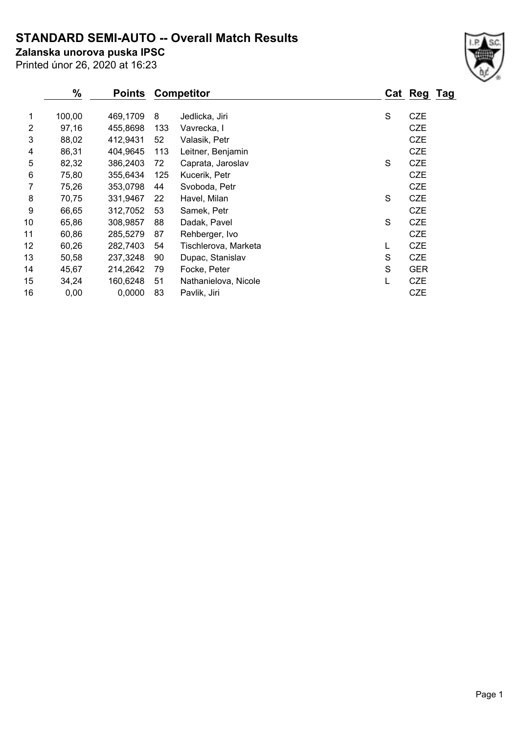# STANDARD SEMI-AUTO -- Overall Match Results

**Zalanska unorova puska IPSC**

Printed únor 26, 2020 at 16:23

| | % | Points | Competitor | | Cat | Reg | Tag |
|---|---|---|---|---|---|---|---|
| 1 | 100,00 | 469,1709 | 8 | Jedlicka, Jiri | S | CZE | |
| 2 | 97,16 | 455,8698 | 133 | Vavrecka, I | | CZE | |
| 3 | 88,02 | 412,9431 | 52 | Valasik, Petr | | CZE | |
| 4 | 86,31 | 404,9645 | 113 | Leitner, Benjamin | | CZE | |
| 5 | 82,32 | 386,2403 | 72 | Caprata, Jaroslav | S | CZE | |
| 6 | 75,80 | 355,6434 | 125 | Kucerik, Petr | | CZE | |
| 7 | 75,26 | 353,0798 | 44 | Svoboda, Petr | | CZE | |
| 8 | 70,75 | 331,9467 | 22 | Havel, Milan | S | CZE | |
| 9 | 66,65 | 312,7052 | 53 | Samek, Petr | | CZE | |
| 10 | 65,86 | 308,9857 | 88 | Dadak, Pavel | S | CZE | |
| 11 | 60,86 | 285,5279 | 87 | Rehberger, Ivo | | CZE | |
| 12 | 60,26 | 282,7403 | 54 | Tischlerova, Marketa | L | CZE | |
| 13 | 50,58 | 237,3248 | 90 | Dupac, Stanislav | S | CZE | |
| 14 | 45,67 | 214,2642 | 79 | Focke, Peter | S | GER | |
| 15 | 34,24 | 160,6248 | 51 | Nathanielova, Nicole | L | CZE | |
| 16 | 0,00 | 0,0000 | 83 | Pavlik, Jiri | | CZE | |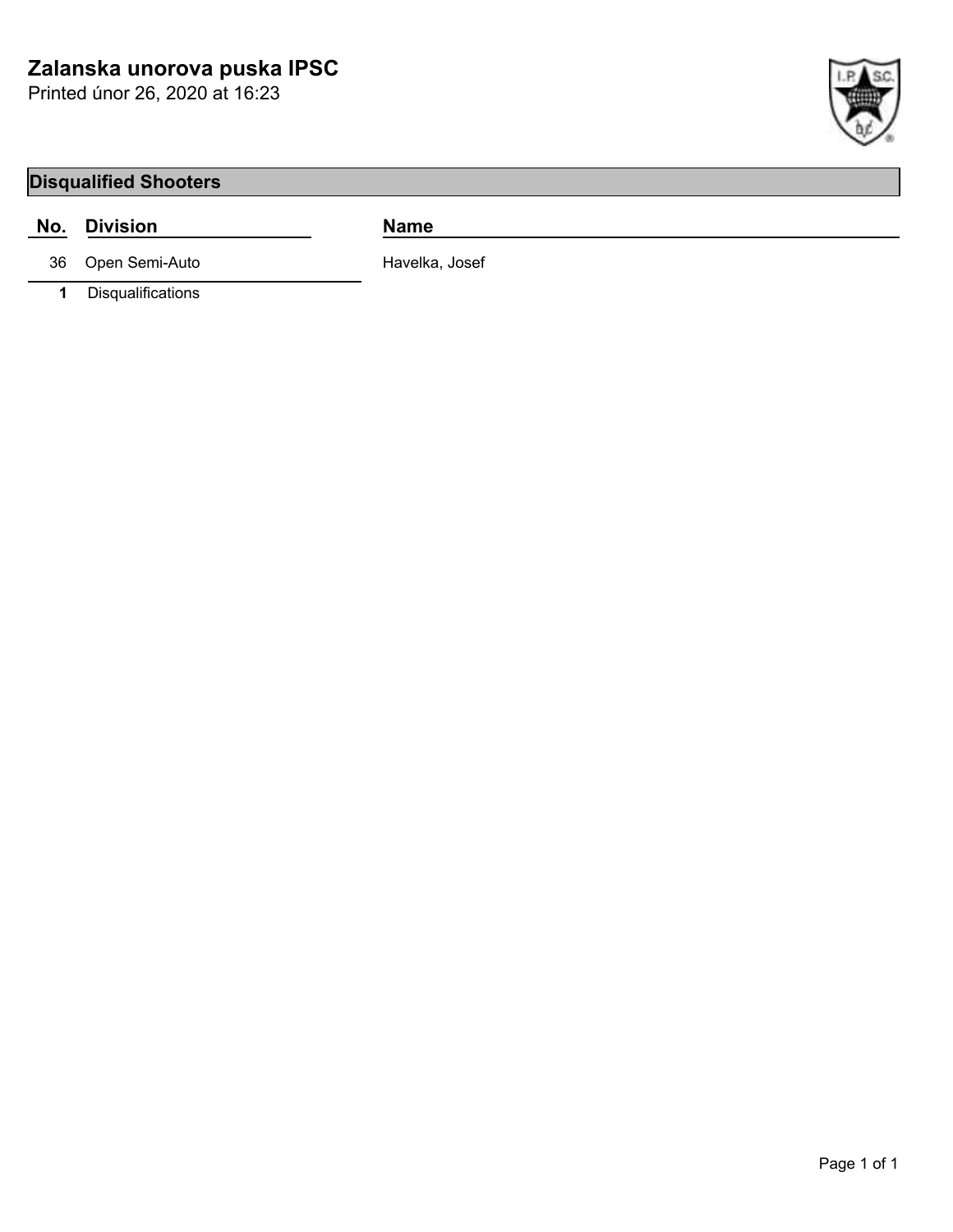# Zalanska unorova puska IPSC

Printed únor 26, 2020 at 16:23

## Disqualified Shooters

| No. | Division | Name |
| --- | --- | --- |
| 36 | Open Semi-Auto | Havelka, Josef |

**1** Disqualifications